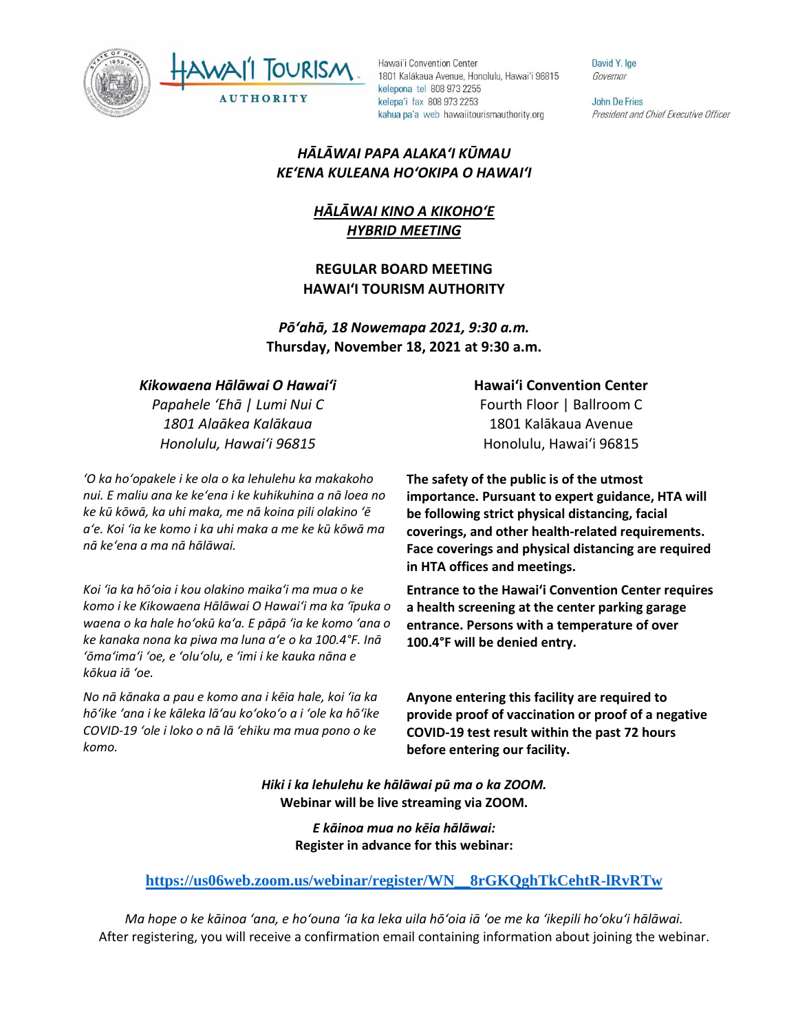Hawai'i Convention Center
1801 Kalākaua Avenue, Honolulu, Hawai'i 96815
kelepona tel 808 973 2255
kelepa'i fax 808 973 2253
kahua pa'a web hawaiitourismauthority.org

David Y. Ige
*Governor*

John De Fries
*President and Chief Executive Officer*

***HĀLĀWAI PAPA ALAKAʻI KŪMAU***
***KEʻENA KULEANA HOʻOKIPA O HAWAIʻI***

***HĀLĀWAI KINO A KIKOHOʻE***
***HYBRID MEETING***

**REGULAR BOARD MEETING**
**HAWAIʻI TOURISM AUTHORITY**

***Pōʻahā, 18 Nowemapa 2021, 9:30 a.m.***
**Thursday, November 18, 2021 at 9:30 a.m.**

***Kikowaena Hālāwai O Hawaiʻi***
*Papahele ʻEhā | Lumi Nui C*
*1801 Alaākea Kalākaua*
*Honolulu, Hawaiʻi 96815*

**Hawaiʻi Convention Center**
Fourth Floor | Ballroom C
1801 Kalākaua Avenue
Honolulu, Hawaiʻi 96815

*ʻO ka hoʻopakele i ke ola o ka lehulehu ka makakoho nui. E maliu ana ke keʻena i ke kuhikuhina a nā loea no ke kū kōwā, ka uhi maka, me nā koina pili olakino ʻē aʻe. Koi ʻia ke komo i ka uhi maka a me ke kū kōwā ma nā keʻena a ma nā hālāwai.*

**The safety of the public is of the utmost importance. Pursuant to expert guidance, HTA will be following strict physical distancing, facial coverings, and other health-related requirements. Face coverings and physical distancing are required in HTA offices and meetings.**

*Koi ʻia ka hōʻoia i kou olakino maikaʻi ma mua o ke komo i ke Kikowaena Hālāwai O Hawaiʻi ma ka ʻīpuka o waena o ka hale hoʻokū kaʻa. E pāpā ʻia ke komo ʻana o ke kanaka nona ka piwa ma luna aʻe o ka 100.4°F. Inā ʻōmaʻimaʻi ʻoe, e ʻoluʻolu, e ʻimi i ke kauka nāna e kōkua iā ʻoe.*

**Entrance to the Hawaiʻi Convention Center requires a health screening at the center parking garage entrance. Persons with a temperature of over 100.4°F will be denied entry.**

*No nā kānaka a pau e komo ana i kēia hale, koi ʻia ka hōʻike ʻana i ke kāleka lāʻau koʻokoʻo a i ʻole ka hōʻike COVID-19 ʻole i loko o nā lā ʻekolu ma mua pono o ke komo.*

**Anyone entering this facility are required to provide proof of vaccination or proof of a negative COVID-19 test result within the past 72 hours before entering our facility.**

***Hiki i ka lehulehu ke hālāwai pū ma o ka ZOOM.***
**Webinar will be live streaming via ZOOM.**

***E kāinoa mua no kēia hālāwai:***
**Register in advance for this webinar:**

**https://us06web.zoom.us/webinar/register/WN__8rGKQghTkCehtR-lRvRTw**

*Ma hope o ke kāinoa ʻana, e hoʻouna ʻia ka leka uila hōʻoia iā ʻoe me ka ʻikepili hoʻokuʻi hālāwai.*
After registering, you will receive a confirmation email containing information about joining the webinar.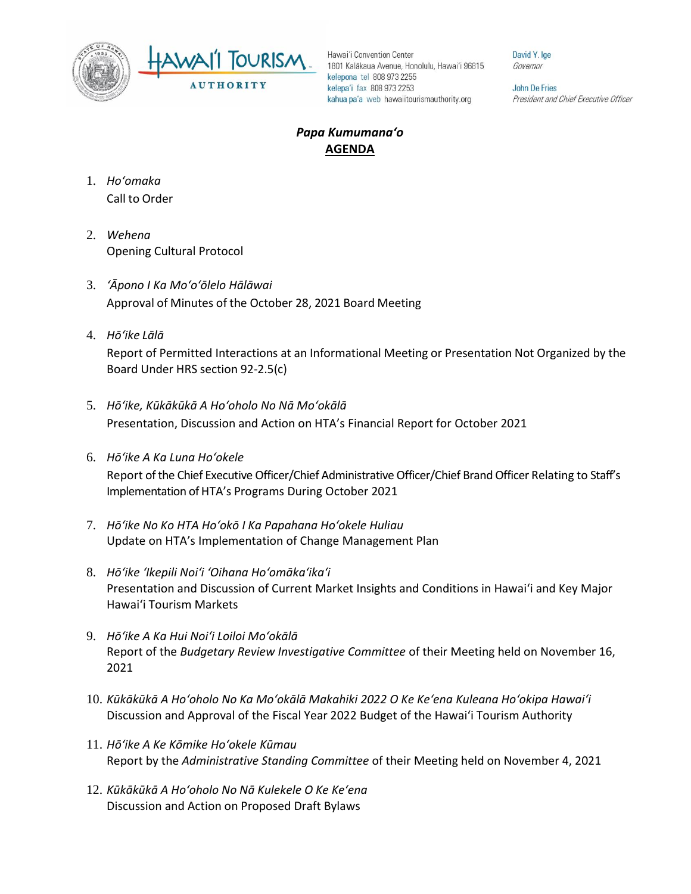Hawaiʻi Convention Center
1801 Kalākaua Avenue, Honolulu, Hawaiʻi 96815
kelepona tel 808 973 2255
kelepaʻi fax 808 973 2253
kahua paʻa web hawaiitourismauthority.org

David Y. Ige
*Governor*

John De Fries
*President and Chief Executive Officer*

***Papa Kumumanaʻo***
**AGENDA**

1. *Hoʻomaka*
   Call to Order

2. *Wehena*
   Opening Cultural Protocol

3. *ʻĀpono I Ka Moʻoʻōlelo Hālāwai*
   Approval of Minutes of the October 28, 2021 Board Meeting

4. *Hōʻike Lālā*
   Report of Permitted Interactions at an Informational Meeting or Presentation Not Organized by the Board Under HRS section 92-2.5(c)

5. *Hōʻike, Kūkākūkā A Hoʻoholo No Nā Moʻokālā*
   Presentation, Discussion and Action on HTA's Financial Report for October 2021

6. *Hōʻike A Ka Luna Hoʻokele*
   Report of the Chief Executive Officer/Chief Administrative Officer/Chief Brand Officer Relating to Staff's Implementation of HTA's Programs During October 2021

7. *Hōʻike No Ko HTA Hoʻokō I Ka Papahana Hoʻokele Huliau*
   Update on HTA's Implementation of Change Management Plan

8. *Hōʻike ʻIkepili Noiʻi ʻOihana Hoʻomākaʻikaʻi*
   Presentation and Discussion of Current Market Insights and Conditions in Hawaiʻi and Key Major Hawaiʻi Tourism Markets

9. *Hōʻike A Ka Hui Noiʻi Loiloi Moʻokālā*
   Report of the *Budgetary Review Investigative Committee* of their Meeting held on November 16, 2021

10. *Kūkākūkā A Hoʻoholo No Ka Moʻokālā Makahiki 2022 O Ke Keʻena Kuleana Hoʻokipa Hawaiʻi*
    Discussion and Approval of the Fiscal Year 2022 Budget of the Hawaiʻi Tourism Authority

11. *Hōʻike A Ke Kōmike Hoʻokele Kūmau*
    Report by the *Administrative Standing Committee* of their Meeting held on November 4, 2021

12. *Kūkākūkā A Hoʻoholo No Nā Kulekele O Ke Keʻena*
    Discussion and Action on Proposed Draft Bylaws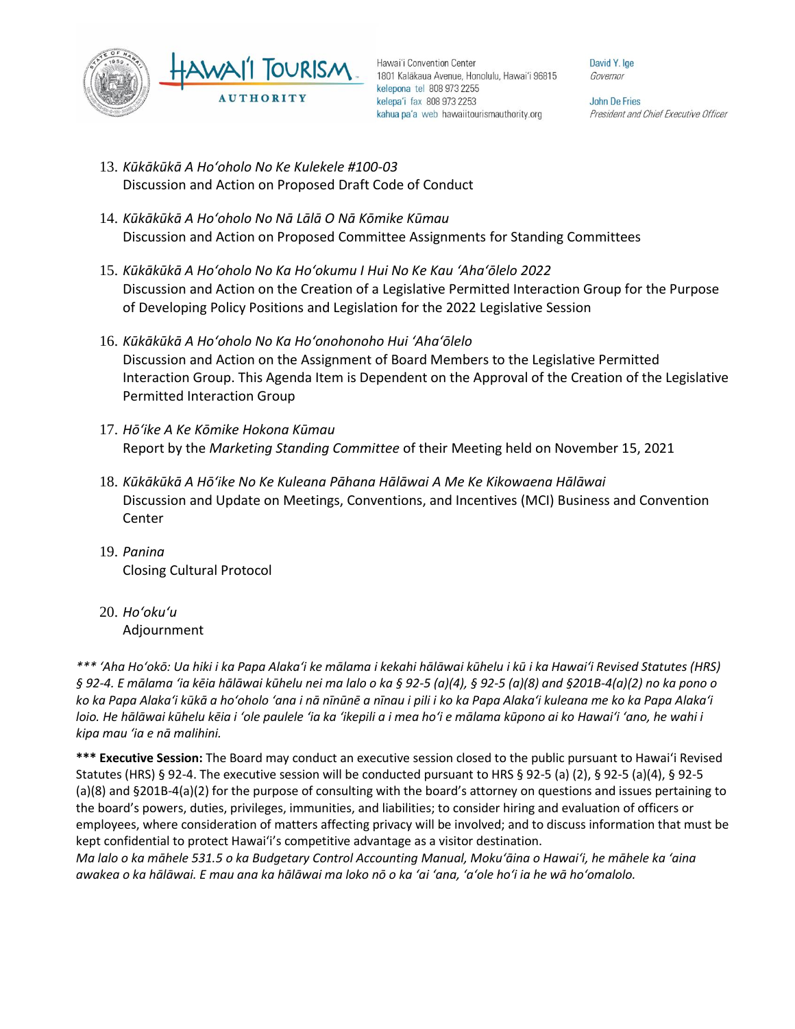13. *Kūkākūkā A Hoʻoholo No Ke Kulekele #100-03*
    Discussion and Action on Proposed Draft Code of Conduct

14. *Kūkākūkā A Hoʻoholo No Nā Lālā O Nā Kōmike Kūmau*
    Discussion and Action on Proposed Committee Assignments for Standing Committees

15. *Kūkākūkā A Hoʻoholo No Ka Hoʻokumu I Hui No Ke Kau ʻAhaʻōlelo 2022*
    Discussion and Action on the Creation of a Legislative Permitted Interaction Group for the Purpose of Developing Policy Positions and Legislation for the 2022 Legislative Session

16. *Kūkākūkā A Hoʻoholo No Ka Hoʻonohonoho Hui ʻAhaʻōlelo*
    Discussion and Action on the Assignment of Board Members to the Legislative Permitted Interaction Group. This Agenda Item is Dependent on the Approval of the Creation of the Legislative Permitted Interaction Group

17. *Hōʻike A Ke Kōmike Hokona Kūmau*
    Report by the *Marketing Standing Committee* of their Meeting held on November 15, 2021

18. *Kūkākūkā A Hōʻike No Ke Kuleana Pāhana Hālāwai A Me Ke Kikowaena Hālāwai*
    Discussion and Update on Meetings, Conventions, and Incentives (MCI) Business and Convention Center

19. *Panina*
    Closing Cultural Protocol

20. *Hoʻokuʻu*
    Adjournment

*\*\*\* ʻAha Hoʻokō: Ua hiki i ka Papa Alakaʻi ke mālama i kekahi hālāwai kūhelu i kū i ka Hawaiʻi Revised Statutes (HRS) § 92-4. E mālama ʻia kēia hālāwai kūhelu nei ma lalo o ka § 92-5 (a)(4), § 92-5 (a)(8) and §201B-4(a)(2) no ka pono o ko ka Papa Alakaʻi kūkā a hoʻoholo ʻana i nā nīnūnē a nīnau i pili i ko ka Papa Alakaʻi kuleana me ko ka Papa Alakaʻi loio. He hālāwai kūhelu kēia i ʻole paulele ʻia ka ʻikepili a i mea hoʻi e mālama kūpono ai ko Hawaiʻi ʻano, he wahi i kipa mau ʻia e nā malihini.*

**\*\*\* Executive Session:** The Board may conduct an executive session closed to the public pursuant to Hawaiʻi Revised Statutes (HRS) § 92-4. The executive session will be conducted pursuant to HRS § 92-5 (a) (2), § 92-5 (a)(4), § 92-5 (a)(8) and §201B-4(a)(2) for the purpose of consulting with the board's attorney on questions and issues pertaining to the board's powers, duties, privileges, immunities, and liabilities; to consider hiring and evaluation of officers or employees, where consideration of matters affecting privacy will be involved; and to discuss information that must be kept confidential to protect Hawaiʻi's competitive advantage as a visitor destination.

*Ma lalo o ka māhele 531.5 o ka Budgetary Control Accounting Manual, Mokuʻāina o Hawaiʻi, he māhele ka ʻaina awakea o ka hālāwai. E mau ana ka hālāwai ma loko nō o ka ʻai ʻana, ʻaʻole hoʻi ia he wā hoʻomalolo.*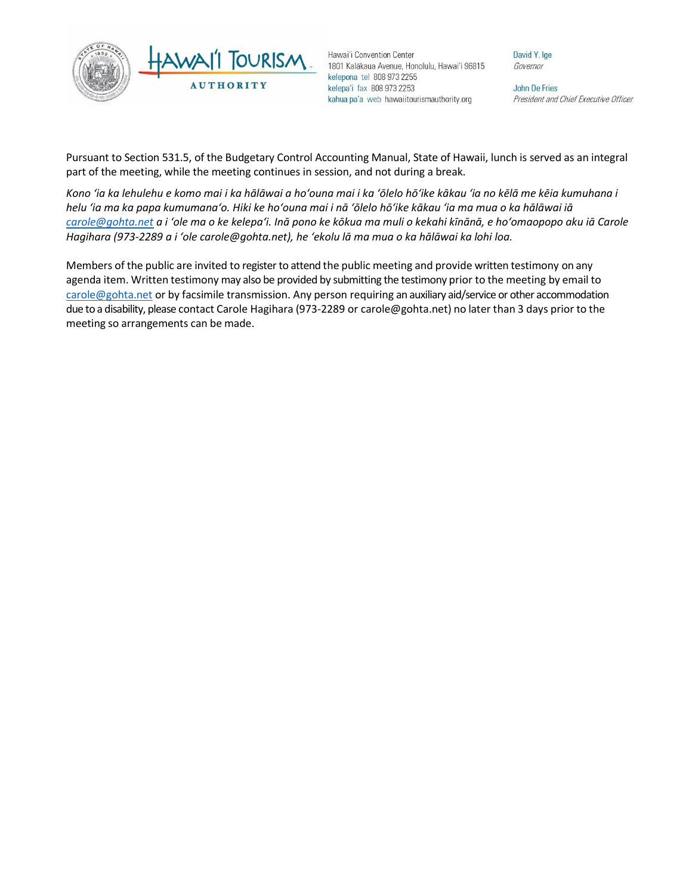Hawai'i Convention Center
1801 Kalākaua Avenue, Honolulu, Hawai'i 96815
kelepona tel 808 973 2255
kelepa'i fax 808 973 2253
kahua pa'a web hawaiitourismauthority.org

David Y. Ige
*Governor*

John De Fries
*President and Chief Executive Officer*

Pursuant to Section 531.5, of the Budgetary Control Accounting Manual, State of Hawaii, lunch is served as an integral part of the meeting, while the meeting continues in session, and not during a break.

*Kono ʻia ka lehulehu e komo mai i ka hālāwai a hoʻouna mai i ka ʻōlelo hōʻike kākau ʻia no kēlā me kēia kumuhana i helu ʻia ma ka papa kumumanaʻo. Hiki ke hoʻouna mai i nā ʻōlelo hōʻike kākau ʻia ma mua o ka hālāwai iā carole@gohta.net a i ʻole ma o ke kelepaʻi. Inā pono ke kōkua ma muli o kekahi kīnānā, e hoʻomaopopo aku iā Carole Hagihara (973-2289 a i ʻole carole@gohta.net), he ʻekolu lā ma mua o ka hālāwai ka lohi loa.*

Members of the public are invited to register to attend the public meeting and provide written testimony on any agenda item. Written testimony may also be provided by submitting the testimony prior to the meeting by email to carole@gohta.net or by facsimile transmission. Any person requiring an auxiliary aid/service or other accommodation due to a disability, please contact Carole Hagihara (973-2289 or carole@gohta.net) no later than 3 days prior to the meeting so arrangements can be made.